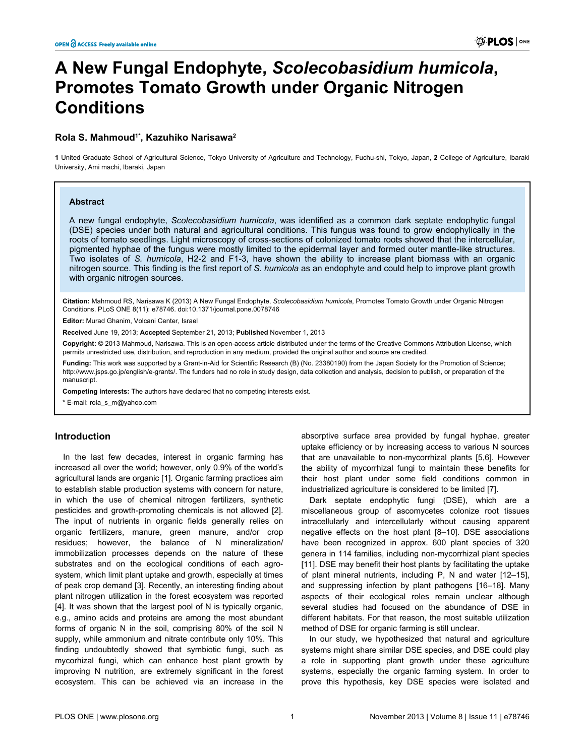# A New Fungal Endophyte, *Scolecobasidium humicola*, Promotes Tomato Growth under Organic Nitrogen Conditions

**Rola S. Mahmoud[1*], Kazuhiko Narisawa[2]**

**1** United Graduate School of Agricultural Science, Tokyo University of Agriculture and Technology, Fuchu-shi, Tokyo, Japan, **2** College of Agriculture, Ibaraki University, Ami machi, Ibaraki, Japan

## Abstract

A new fungal endophyte, *Scolecobasidium humicola*, was identified as a common dark septate endophytic fungal (DSE) species under both natural and agricultural conditions. This fungus was found to grow endophylically in the roots of tomato seedlings. Light microscopy of cross-sections of colonized tomato roots showed that the intercellular, pigmented hyphae of the fungus were mostly limited to the epidermal layer and formed outer mantle-like structures. Two isolates of *S. humicola*, H2-2 and F1-3, have shown the ability to increase plant biomass with an organic nitrogen source. This finding is the first report of *S. humicola* as an endophyte and could help to improve plant growth with organic nitrogen sources.

**Citation:** Mahmoud RS, Narisawa K (2013) A New Fungal Endophyte, *Scolecobasidium humicola*, Promotes Tomato Growth under Organic Nitrogen Conditions. PLoS ONE 8(11): e78746. doi:10.1371/journal.pone.0078746

**Editor:** Murad Ghanim, Volcani Center, Israel

**Received** June 19, 2013; **Accepted** September 21, 2013; **Published** November 1, 2013

**Copyright:** © 2013 Mahmoud, Narisawa. This is an open-access article distributed under the terms of the Creative Commons Attribution License, which permits unrestricted use, distribution, and reproduction in any medium, provided the original author and source are credited.

**Funding:** This work was supported by a Grant-in-Aid for Scientific Research (B) (No. 23380190) from the Japan Society for the Promotion of Science; http://www.jsps.go.jp/english/e-grants/. The funders had no role in study design, data collection and analysis, decision to publish, or preparation of the manuscript.

**Competing interests:** The authors have declared that no competing interests exist.

\* E-mail: rola_s_m@yahoo.com

## Introduction

In the last few decades, interest in organic farming has increased all over the world; however, only 0.9% of the world's agricultural lands are organic [1]. Organic farming practices aim to establish stable production systems with concern for nature, in which the use of chemical nitrogen fertilizers, synthetic pesticides and growth-promoting chemicals is not allowed [2]. The input of nutrients in organic fields generally relies on organic fertilizers, manure, green manure, and/or crop residues; however, the balance of N mineralization/ immobilization processes depends on the nature of these substrates and on the ecological conditions of each agro-system, which limit plant uptake and growth, especially at times of peak crop demand [3]. Recently, an interesting finding about plant nitrogen utilization in the forest ecosystem was reported [4]. It was shown that the largest pool of N is typically organic, e.g., amino acids and proteins are among the most abundant forms of organic N in the soil, comprising 80% of the soil N supply, while ammonium and nitrate contribute only 10%. This finding undoubtedly showed that symbiotic fungi, such as mycorhizal fungi, which can enhance host plant growth by improving N nutrition, are extremely significant in the forest ecosystem. This can be achieved via an increase in the absorptive surface area provided by fungal hyphae, greater uptake efficiency or by increasing access to various N sources that are unavailable to non-mycorrhizal plants [5,6]. However the ability of mycorrhizal fungi to maintain these benefits for their host plant under some field conditions common in industrialized agriculture is considered to be limited [7].

Dark septate endophytic fungi (DSE), which are a miscellaneous group of ascomycetes colonize root tissues intracellularly and intercellularly without causing apparent negative effects on the host plant [8–10]. DSE associations have been recognized in approx. 600 plant species of 320 genera in 114 families, including non-mycorrhizal plant species [11]. DSE may benefit their host plants by facilitating the uptake of plant mineral nutrients, including P, N and water [12–15], and suppressing infection by plant pathogens [16–18]. Many aspects of their ecological roles remain unclear although several studies had focused on the abundance of DSE in different habitats. For that reason, the most suitable utilization method of DSE for organic farming is still unclear.

In our study, we hypothesized that natural and agriculture systems might share similar DSE species, and DSE could play a role in supporting plant growth under these agriculture systems, especially the organic farming system. In order to prove this hypothesis, key DSE species were isolated and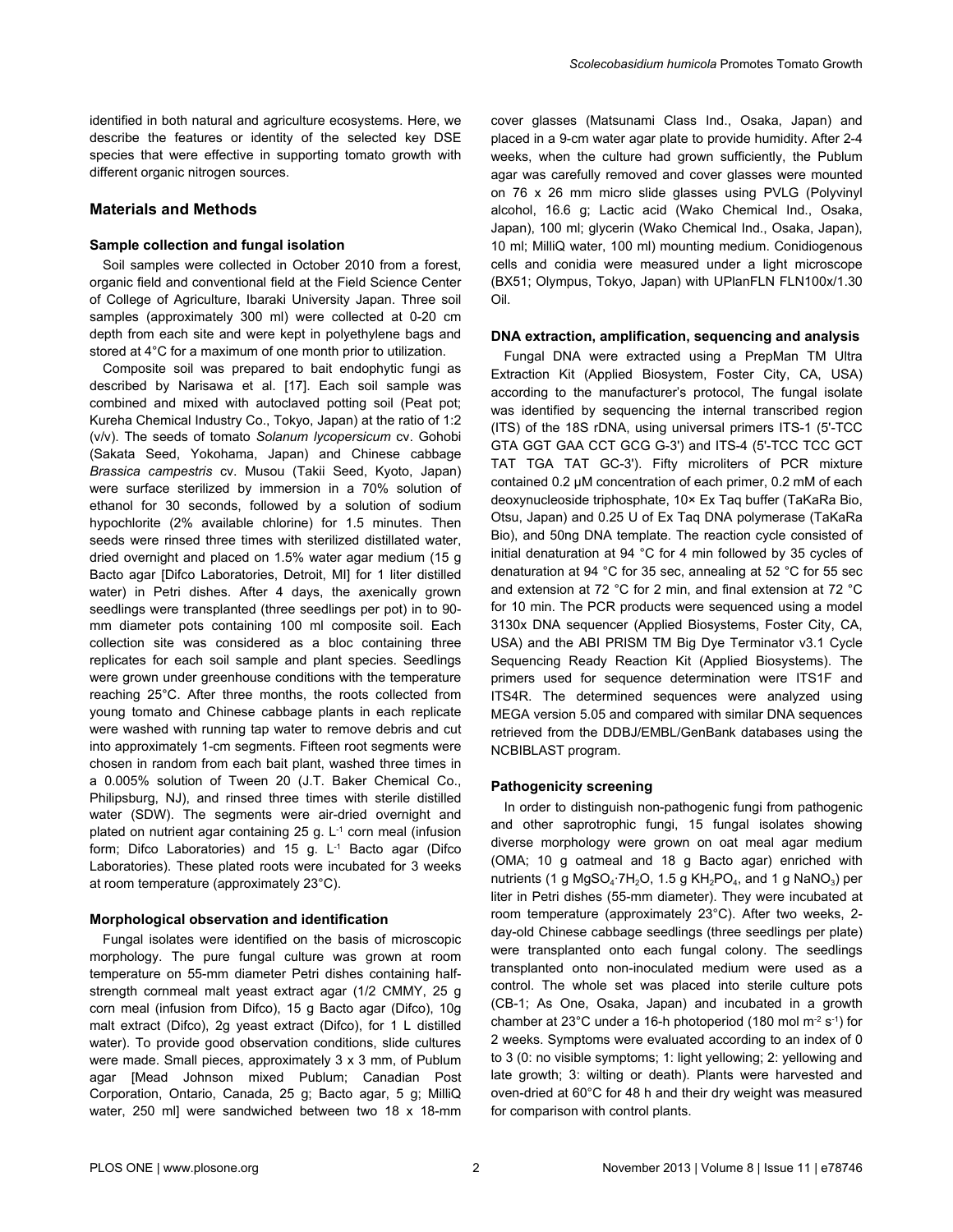identified in both natural and agriculture ecosystems. Here, we describe the features or identity of the selected key DSE species that were effective in supporting tomato growth with different organic nitrogen sources.

## Materials and Methods

### Sample collection and fungal isolation

Soil samples were collected in October 2010 from a forest, organic field and conventional field at the Field Science Center of College of Agriculture, Ibaraki University Japan. Three soil samples (approximately 300 ml) were collected at 0-20 cm depth from each site and were kept in polyethylene bags and stored at 4°C for a maximum of one month prior to utilization.

Composite soil was prepared to bait endophytic fungi as described by Narisawa et al. [17]. Each soil sample was combined and mixed with autoclaved potting soil (Peat pot; Kureha Chemical Industry Co., Tokyo, Japan) at the ratio of 1:2 (v/v). The seeds of tomato *Solanum lycopersicum* cv. Gohobi (Sakata Seed, Yokohama, Japan) and Chinese cabbage *Brassica campestris* cv. Musou (Takii Seed, Kyoto, Japan) were surface sterilized by immersion in a 70% solution of ethanol for 30 seconds, followed by a solution of sodium hypochlorite (2% available chlorine) for 1.5 minutes. Then seeds were rinsed three times with sterilized distillated water, dried overnight and placed on 1.5% water agar medium (15 g Bacto agar [Difco Laboratories, Detroit, MI] for 1 liter distilled water) in Petri dishes. After 4 days, the axenically grown seedlings were transplanted (three seedlings per pot) in to 90-mm diameter pots containing 100 ml composite soil. Each collection site was considered as a bloc containing three replicates for each soil sample and plant species. Seedlings were grown under greenhouse conditions with the temperature reaching 25°C. After three months, the roots collected from young tomato and Chinese cabbage plants in each replicate were washed with running tap water to remove debris and cut into approximately 1-cm segments. Fifteen root segments were chosen in random from each bait plant, washed three times in a 0.005% solution of Tween 20 (J.T. Baker Chemical Co., Philipsburg, NJ), and rinsed three times with sterile distilled water (SDW). The segments were air-dried overnight and plated on nutrient agar containing 25 g. $L^{-1}$ corn meal (infusion form; Difco Laboratories) and 15 g. $L^{-1}$ Bacto agar (Difco Laboratories). These plated roots were incubated for 3 weeks at room temperature (approximately 23°C).

### Morphological observation and identification

Fungal isolates were identified on the basis of microscopic morphology. The pure fungal culture was grown at room temperature on 55-mm diameter Petri dishes containing half-strength cornmeal malt yeast extract agar (1/2 CMMY, 25 g corn meal (infusion from Difco), 15 g Bacto agar (Difco), 10g malt extract (Difco), 2g yeast extract (Difco), for 1 L distilled water). To provide good observation conditions, slide cultures were made. Small pieces, approximately 3 x 3 mm, of Publum agar [Mead Johnson mixed Publum; Canadian Post Corporation, Ontario, Canada, 25 g; Bacto agar, 5 g; MilliQ water, 250 ml] were sandwiched between two 18 x 18-mm cover glasses (Matsunami Class Ind., Osaka, Japan) and placed in a 9-cm water agar plate to provide humidity. After 2-4 weeks, when the culture had grown sufficiently, the Publum agar was carefully removed and cover glasses were mounted on 76 x 26 mm micro slide glasses using PVLG (Polyvinyl alcohol, 16.6 g; Lactic acid (Wako Chemical Ind., Osaka, Japan), 100 ml; glycerin (Wako Chemical Ind., Osaka, Japan), 10 ml; MilliQ water, 100 ml) mounting medium. Conidiogenous cells and conidia were measured under a light microscope (BX51; Olympus, Tokyo, Japan) with UPlanFLN FLN100x/1.30 Oil.

### DNA extraction, amplification, sequencing and analysis

Fungal DNA were extracted using a PrepMan TM Ultra Extraction Kit (Applied Biosystem, Foster City, CA, USA) according to the manufacturer's protocol, The fungal isolate was identified by sequencing the internal transcribed region (ITS) of the 18S rDNA, using universal primers ITS-1 (5'-TCC GTA GGT GAA CCT GCG G-3') and ITS-4 (5'-TCC TCC GCT TAT TGA TAT GC-3'). Fifty microliters of PCR mixture contained 0.2 µM concentration of each primer, 0.2 mM of each deoxynucleoside triphosphate, 10× Ex Taq buffer (TaKaRa Bio, Otsu, Japan) and 0.25 U of Ex Taq DNA polymerase (TaKaRa Bio), and 50ng DNA template. The reaction cycle consisted of initial denaturation at 94 °C for 4 min followed by 35 cycles of denaturation at 94 °C for 35 sec, annealing at 52 °C for 55 sec and extension at 72 °C for 2 min, and final extension at 72 °C for 10 min. The PCR products were sequenced using a model 3130x DNA sequencer (Applied Biosystems, Foster City, CA, USA) and the ABI PRISM TM Big Dye Terminator v3.1 Cycle Sequencing Ready Reaction Kit (Applied Biosystems). The primers used for sequence determination were ITS1F and ITS4R. The determined sequences were analyzed using MEGA version 5.05 and compared with similar DNA sequences retrieved from the DDBJ/EMBL/GenBank databases using the NCBIBLAST program.

### Pathogenicity screening

In order to distinguish non-pathogenic fungi from pathogenic and other saprotrophic fungi, 15 fungal isolates showing diverse morphology were grown on oat meal agar medium (OMA; 10 g oatmeal and 18 g Bacto agar) enriched with nutrients (1 g $MgSO_4 \cdot 7H_2O$, 1.5 g $KH_2PO_4$, and 1 g $NaNO_3$) per liter in Petri dishes (55-mm diameter). They were incubated at room temperature (approximately 23°C). After two weeks, 2-day-old Chinese cabbage seedlings (three seedlings per plate) were transplanted onto each fungal colony. The seedlings transplanted onto non-inoculated medium were used as a control. The whole set was placed into sterile culture pots (CB-1; As One, Osaka, Japan) and incubated in a growth chamber at 23°C under a 16-h photoperiod (180 mol $m^{-2}$ $s^{-1}$) for 2 weeks. Symptoms were evaluated according to an index of 0 to 3 (0: no visible symptoms; 1: light yellowing; 2: yellowing and late growth; 3: wilting or death). Plants were harvested and oven-dried at 60°C for 48 h and their dry weight was measured for comparison with control plants.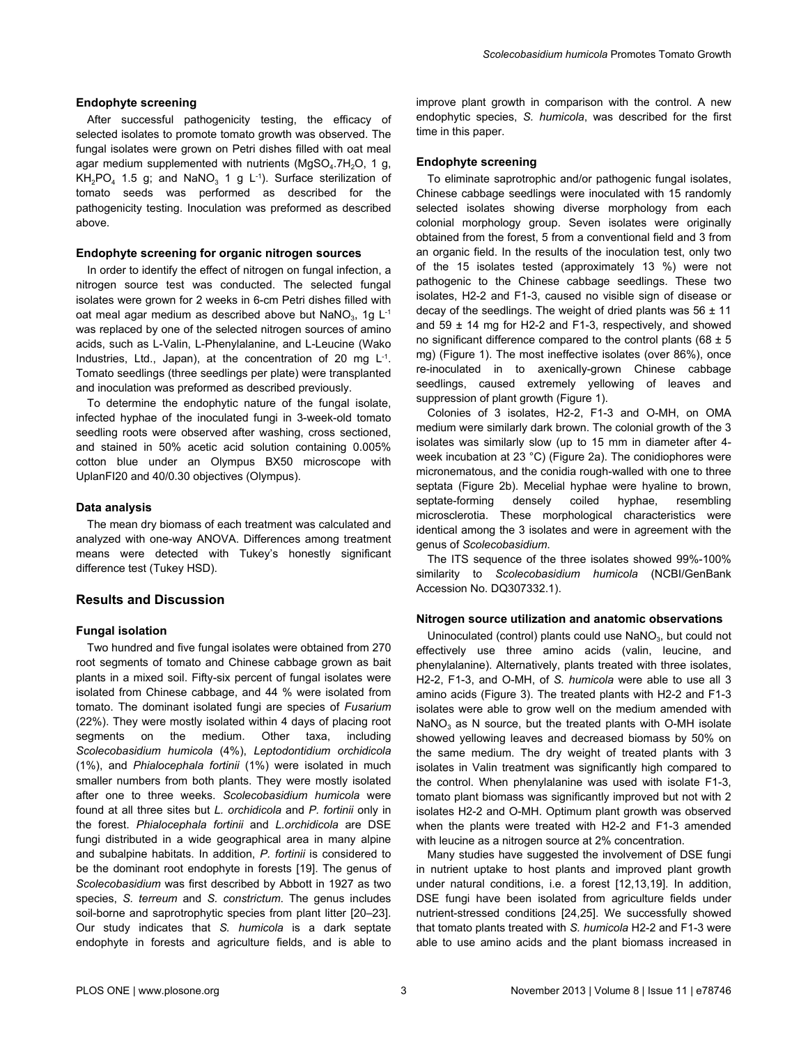#### Endophyte screening

After successful pathogenicity testing, the efficacy of selected isolates to promote tomato growth was observed. The fungal isolates were grown on Petri dishes filled with oat meal agar medium supplemented with nutrients ($MgSO_4.7H_2O$, 1 g, $KH_2PO_4$ 1.5 g; and $NaNO_3$ 1 g $L^{-1}$). Surface sterilization of tomato seeds was performed as described for the pathogenicity testing. Inoculation was preformed as described above.

#### Endophyte screening for organic nitrogen sources

In order to identify the effect of nitrogen on fungal infection, a nitrogen source test was conducted. The selected fungal isolates were grown for 2 weeks in 6-cm Petri dishes filled with oat meal agar medium as described above but $NaNO_3$, 1g $L^{-1}$ was replaced by one of the selected nitrogen sources of amino acids, such as L-Valin, L-Phenylalanine, and L-Leucine (Wako Industries, Ltd., Japan), at the concentration of 20 mg $L^{-1}$. Tomato seedlings (three seedlings per plate) were transplanted and inoculation was preformed as described previously.

To determine the endophytic nature of the fungal isolate, infected hyphae of the inoculated fungi in 3-week-old tomato seedling roots were observed after washing, cross sectioned, and stained in 50% acetic acid solution containing 0.005% cotton blue under an Olympus BX50 microscope with UplanFI20 and 40/0.30 objectives (Olympus).

#### Data analysis

The mean dry biomass of each treatment was calculated and analyzed with one-way ANOVA. Differences among treatment means were detected with Tukey's honestly significant difference test (Tukey HSD).

## Results and Discussion

#### Fungal isolation

Two hundred and five fungal isolates were obtained from 270 root segments of tomato and Chinese cabbage grown as bait plants in a mixed soil. Fifty-six percent of fungal isolates were isolated from Chinese cabbage, and 44 % were isolated from tomato. The dominant isolated fungi are species of *Fusarium* (22%). They were mostly isolated within 4 days of placing root segments on the medium. Other taxa, including *Scolecobasidium humicola* (4%), *Leptodontidium orchidicola* (1%), and *Phialocephala fortinii* (1%) were isolated in much smaller numbers from both plants. They were mostly isolated after one to three weeks. *Scolecobasidium humicola* were found at all three sites but *L. orchidicola* and *P. fortinii* only in the forest. *Phialocephala fortinii* and *L.orchidicola* are DSE fungi distributed in a wide geographical area in many alpine and subalpine habitats. In addition, *P. fortinii* is considered to be the dominant root endophyte in forests [19]. The genus of *Scolecobasidium* was first described by Abbott in 1927 as two species, *S. terreum* and *S. constrictum*. The genus includes soil-borne and saprotrophytic species from plant litter [20–23]. Our study indicates that *S. humicola* is a dark septate endophyte in forests and agriculture fields, and is able to improve plant growth in comparison with the control. A new endophytic species, *S. humicola*, was described for the first time in this paper.

#### Endophyte screening

To eliminate saprotrophic and/or pathogenic fungal isolates, Chinese cabbage seedlings were inoculated with 15 randomly selected isolates showing diverse morphology from each colonial morphology group. Seven isolates were originally obtained from the forest, 5 from a conventional field and 3 from an organic field. In the results of the inoculation test, only two of the 15 isolates tested (approximately 13 %) were not pathogenic to the Chinese cabbage seedlings. These two isolates, H2-2 and F1-3, caused no visible sign of disease or decay of the seedlings. The weight of dried plants was 56 ± 11 and 59 ± 14 mg for H2-2 and F1-3, respectively, and showed no significant difference compared to the control plants (68 ± 5 mg) (Figure 1). The most ineffective isolates (over 86%), once re-inoculated in to axenically-grown Chinese cabbage seedlings, caused extremely yellowing of leaves and suppression of plant growth (Figure 1).

Colonies of 3 isolates, H2-2, F1-3 and O-MH, on OMA medium were similarly dark brown. The colonial growth of the 3 isolates was similarly slow (up to 15 mm in diameter after 4-week incubation at 23 °C) (Figure 2a). The conidiophores were micronematous, and the conidia rough-walled with one to three septata (Figure 2b). Mecelial hyphae were hyaline to brown, septate-forming densely coiled hyphae, resembling microsclerotia. These morphological characteristics were identical among the 3 isolates and were in agreement with the genus of *Scolecobasidium*.

The ITS sequence of the three isolates showed 99%-100% similarity to *Scolecobasidium humicola* (NCBI/GenBank Accession No. DQ307332.1).

#### Nitrogen source utilization and anatomic observations

Uninoculated (control) plants could use $NaNO_3$, but could not effectively use three amino acids (valin, leucine, and phenylalanine). Alternatively, plants treated with three isolates, H2-2, F1-3, and O-MH, of *S. humicola* were able to use all 3 amino acids (Figure 3). The treated plants with H2-2 and F1-3 isolates were able to grow well on the medium amended with $NaNO_3$ as N source, but the treated plants with O-MH isolate showed yellowing leaves and decreased biomass by 50% on the same medium. The dry weight of treated plants with 3 isolates in Valin treatment was significantly high compared to the control. When phenylalanine was used with isolate F1-3, tomato plant biomass was significantly improved but not with 2 isolates H2-2 and O-MH. Optimum plant growth was observed when the plants were treated with H2-2 and F1-3 amended with leucine as a nitrogen source at 2% concentration.

Many studies have suggested the involvement of DSE fungi in nutrient uptake to host plants and improved plant growth under natural conditions, i.e. a forest [12,13,19]. In addition, DSE fungi have been isolated from agriculture fields under nutrient-stressed conditions [24,25]. We successfully showed that tomato plants treated with *S. humicola* H2-2 and F1-3 were able to use amino acids and the plant biomass increased in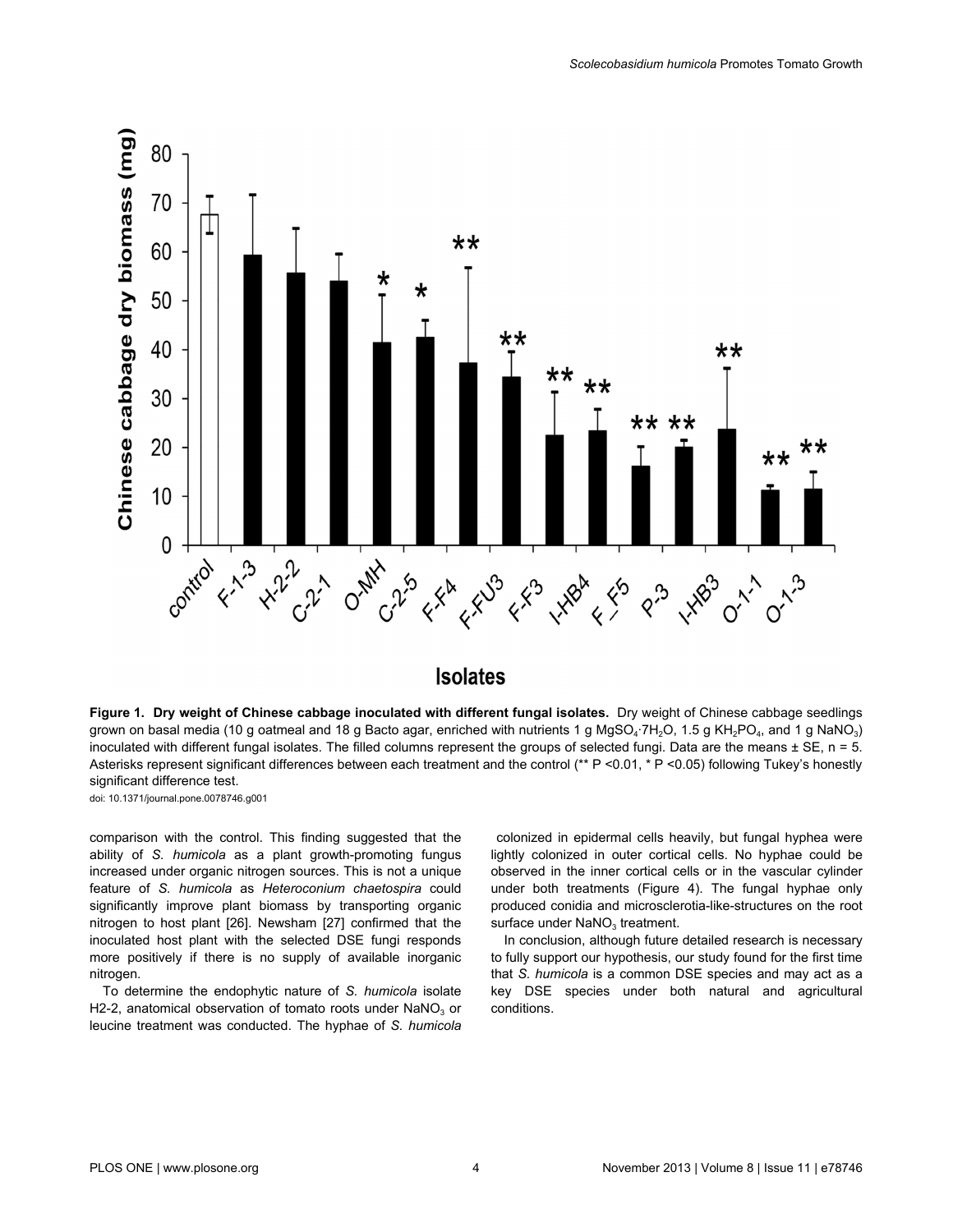**Figure 1. Dry weight of Chinese cabbage inoculated with different fungal isolates.** Dry weight of Chinese cabbage seedlings grown on basal media (10 g oatmeal and 18 g Bacto agar, enriched with nutrients 1 g $MgSO_4 \cdot 7H_2O$, 1.5 g $KH_2PO_4$, and 1 g $NaNO_3$) inoculated with different fungal isolates. The filled columns represent the groups of selected fungi. Data are the means ± SE, n = 5. Asterisks represent significant differences between each treatment and the control (** $P < 0.01$, * $P < 0.05$) following Tukey's honestly significant difference test.

doi: 10.1371/journal.pone.0078746.g001

comparison with the control. This finding suggested that the ability of *S. humicola* as a plant growth-promoting fungus increased under organic nitrogen sources. This is not a unique feature of *S. humicola* as *Heteroconium chaetospira* could significantly improve plant biomass by transporting organic nitrogen to host plant [26]. Newsham [27] confirmed that the inoculated host plant with the selected DSE fungi responds more positively if there is no supply of available inorganic nitrogen.

To determine the endophytic nature of *S. humicola* isolate H2-2, anatomical observation of tomato roots under $NaNO_3$ or leucine treatment was conducted. The hyphae of *S. humicola* colonized in epidermal cells heavily, but fungal hyphea were lightly colonized in outer cortical cells. No hyphae could be observed in the inner cortical cells or in the vascular cylinder under both treatments (Figure 4). The fungal hyphae only produced conidia and microsclerotia-like-structures on the root surface under $NaNO_3$ treatment.

In conclusion, although future detailed research is necessary to fully support our hypothesis, our study found for the first time that *S. humicola* is a common DSE species and may act as a key DSE species under both natural and agricultural conditions.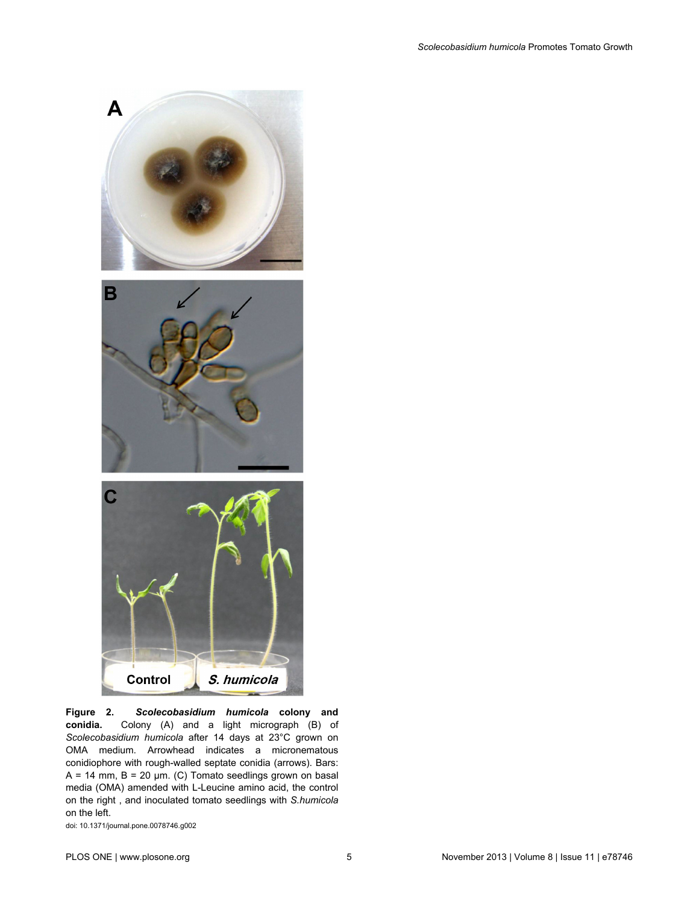**Figure 2. *Scolecobasidium humicola* colony and conidia.** Colony (A) and a light micrograph (B) of *Scolecobasidium humicola* after 14 days at 23°C grown on OMA medium. Arrowhead indicates a micronematous conidiophore with rough-walled septate conidia (arrows). Bars: A = 14 mm, B = 20 μm. (C) Tomato seedlings grown on basal media (OMA) amended with L-Leucine amino acid, the control on the right , and inoculated tomato seedlings with *S.humicola* on the left.

doi: 10.1371/journal.pone.0078746.g002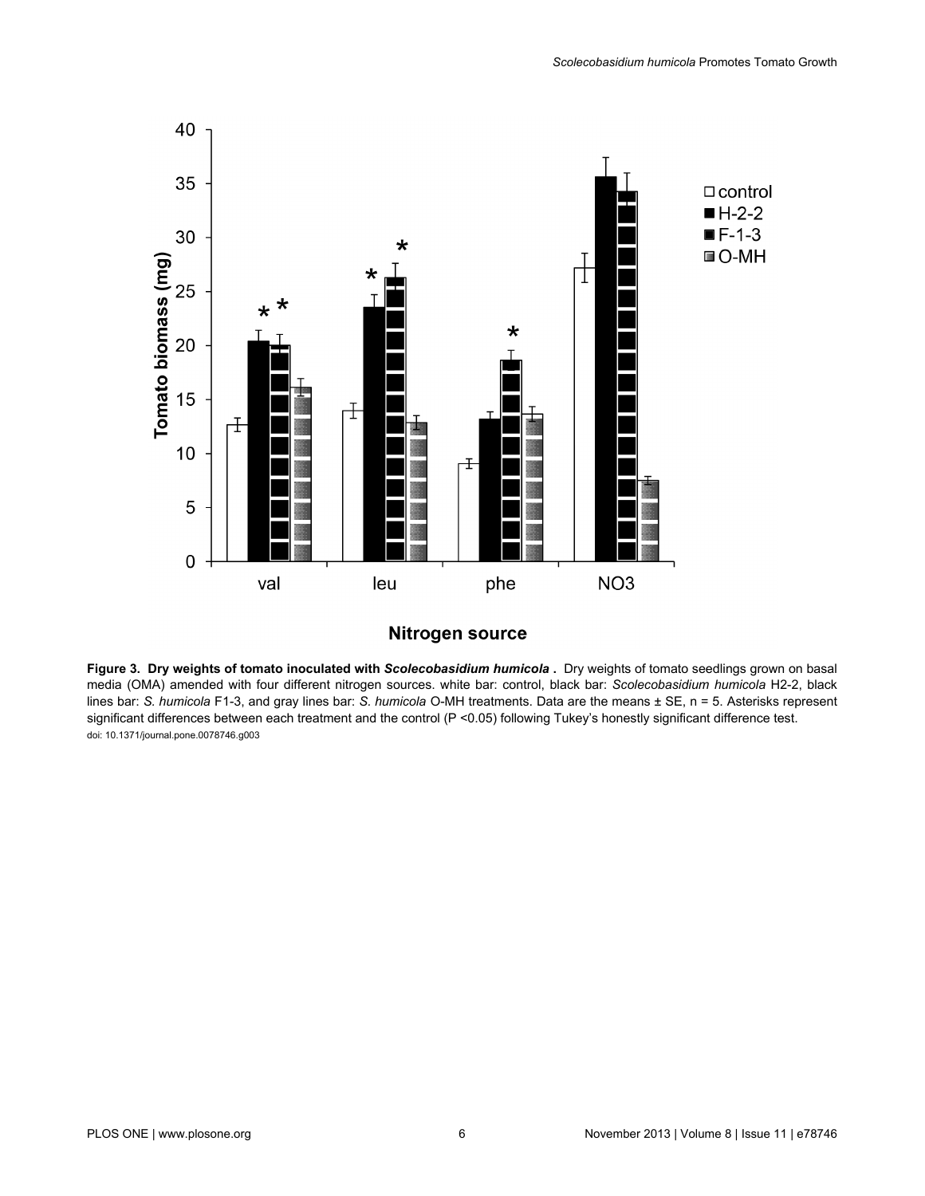**Figure 3. Dry weights of tomato inoculated with *Scolecobasidium humicola*.** Dry weights of tomato seedlings grown on basal media (OMA) amended with four different nitrogen sources. white bar: control, black bar: *Scolecobasidium humicola* H2-2, black lines bar: *S. humicola* F1-3, and gray lines bar: *S. humicola* O-MH treatments. Data are the means ± SE, n = 5. Asterisks represent significant differences between each treatment and the control ($P < 0.05$) following Tukey's honestly significant difference test.

doi: 10.1371/journal.pone.0078746.g003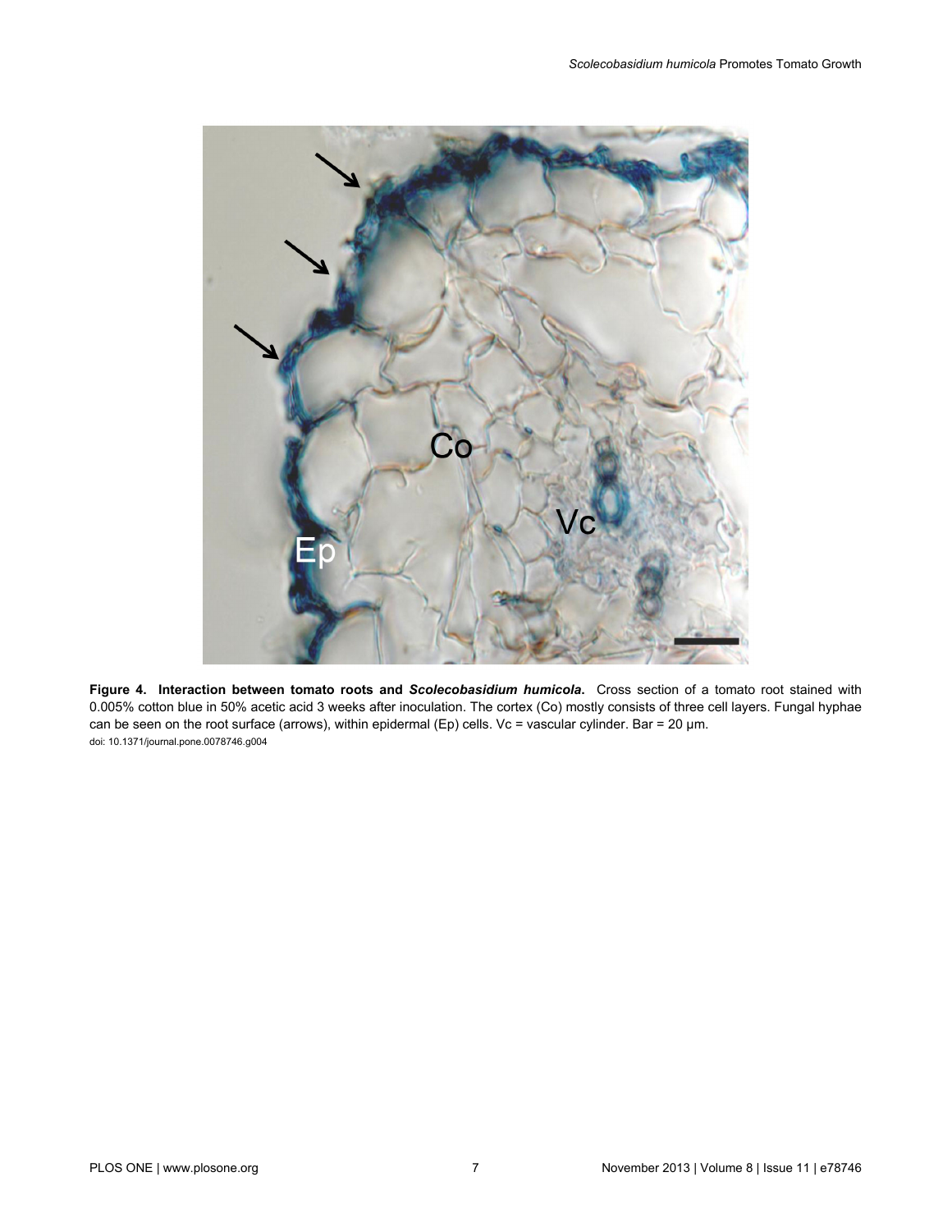**Figure 4. Interaction between tomato roots and *Scolecobasidium humicola*.** Cross section of a tomato root stained with 0.005% cotton blue in 50% acetic acid 3 weeks after inoculation. The cortex (Co) mostly consists of three cell layers. Fungal hyphae can be seen on the root surface (arrows), within epidermal (Ep) cells. Vc = vascular cylinder. Bar = 20 µm.
doi: 10.1371/journal.pone.0078746.g004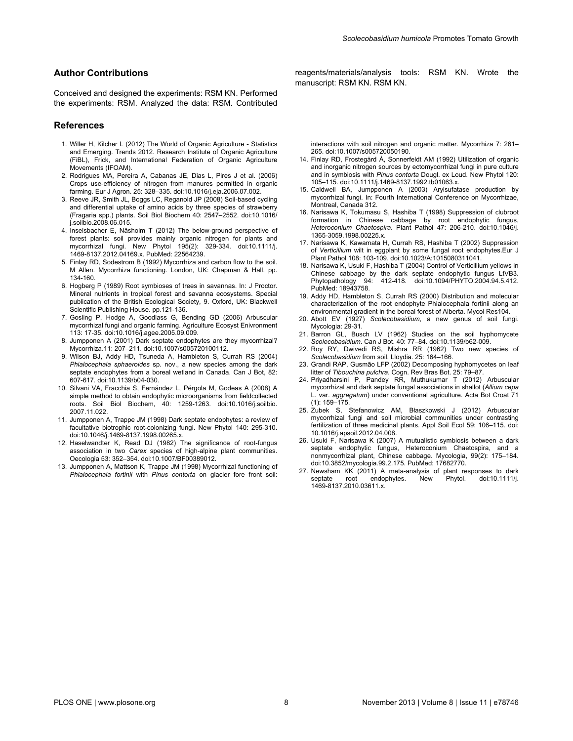## Author Contributions

Conceived and designed the experiments: RSM KN. Performed the experiments: RSM. Analyzed the data: RSM. Contributed reagents/materials/analysis tools: RSM KN. Wrote the manuscript: RSM KN. RSM KN.

## References

1. Willer H, Kilcher L (2012) The World of Organic Agriculture - Statistics and Emerging. Trends 2012. Research Institute of Organic Agriculture (FiBL), Frick, and International Federation of Organic Agriculture Movements (IFOAM).
2. Rodrigues MA, Pereira A, Cabanas JE, Dias L, Pires J et al. (2006) Crops use-efficiency of nitrogen from manures permitted in organic farming. Eur J Agron. 25: 328–335. doi:10.1016/j.eja.2006.07.002.
3. Reeve JR, Smith JL, Boggs LC, Reganold JP (2008) Soil-based cycling and differential uptake of amino acids by three species of strawberry (Fragaria spp.) plants. Soil Biol Biochem 40: 2547–2552. doi:10.1016/j.soilbio.2008.06.015.
4. Inselsbacher E, Näsholm T (2012) The below-ground perspective of forest plants: soil provides mainly organic nitrogen for plants and mycorrhizal fungi. New Phytol 195(2): 329-334. doi:10.1111/j.1469-8137.2012.04169.x. PubMed: 22564239.
5. Finlay RD, Sodestrom B (1992) Mycorrhiza and carbon flow to the soil. M Allen. Mycorrhiza functioning. London, UK: Chapman & Hall. pp. 134-160.
6. Hogberg P (1989) Root symbioses of trees in savannas. In: J Proctor. Mineral nutrients in tropical forest and savanna ecosystems. Special publication of the British Ecological Society, 9. Oxford, UK: Blackwell Scientific Publishing House. pp.121-136.
7. Gosling P, Hodge A, Goodlass G, Bending GD (2006) Arbuscular mycorrhizal fungi and organic farming. Agriculture Ecosyst Enivronment 113: 17-35. doi:10.1016/j.agee.2005.09.009.
8. Jumpponen A (2001) Dark septate endophytes are they mycorrhizal? Mycorrhiza.11: 207–211. doi:10.1007/s005720100112.
9. Wilson BJ, Addy HD, Tsuneda A, Hambleton S, Currah RS (2004) *Phialocephala sphaeroides* sp. nov., a new species among the dark septate endophytes from a boreal wetland in Canada. Can J Bot, 82: 607-617. doi:10.1139/b04-030.
10. Silvani VA, Fracchia S, Fernández L, Pérgola M, Godeas A (2008) A simple method to obtain endophytic microorganisms from fieldcollected roots. Soil Biol Biochem, 40: 1259-1263. doi:10.1016/j.soilbio.2007.11.022.
11. Jumpponen A, Trappe JM (1998) Dark septate endophytes: a review of facultative biotrophic root-colonizing fungi. New Phytol 140: 295-310. doi:10.1046/j.1469-8137.1998.00265.x.
12. Haselwandter K, Read DJ (1982) The significance of root-fungus association in two *Carex* species of high-alpine plant communities. Oecologia 53: 352–354. doi:10.1007/BF00389012.
13. Jumpponen A, Mattson K, Trappe JM (1998) Mycorrhizal functioning of *Phialocephala fortinii* with *Pinus contorta* on glacier fore front soil: interactions with soil nitrogen and organic matter. Mycorrhiza 7: 261–265. doi:10.1007/s005720050190.
14. Finlay RD, Frostegård Å, Sonnerfeldt AM (1992) Utilization of organic and inorganic nitrogen sources by ectomycorrhizal fungi in pure culture and in symbiosis with *Pinus contorta* Dougl. ex Loud. New Phytol 120: 105–115. doi:10.1111/j.1469-8137.1992.tb01063.x.
15. Caldwell BA, Jumpponen A (2003) Arylsulfatase production by mycorrhizal fungi. In: Fourth International Conference on Mycorrhizae, Montreal, Canada 312.
16. Narisawa K, Tokumasu S, Hashiba T (1998) Suppression of clubroot formation in Chinese cabbage by root endophytic fungus, *Heteroconium Chaetospira*. Plant Pathol 47: 206-210. doi:10.1046/j.1365-3059.1998.00225.x.
17. Narisawa K, Kawamata H, Currah RS, Hashiba T (2002) Suppression of *Verticillium* wilt in eggplant by some fungal root endophytes.Eur J Plant Pathol 108: 103-109. doi:10.1023/A:1015080311041.
18. Narisawa K, Usuki F, Hashiba T (2004) Control of Verticillium yellows in Chinese cabbage by the dark septate endophytic fungus LtVB3. Phytopathology 94: 412-418. doi:10.1094/PHYTO.2004.94.5.412. PubMed: 18943758.
19. Addy HD, Hambleton S, Currah RS (2000) Distribution and molecular characterization of the root endophyte Phialocephala fortinii along an environmental gradient in the boreal forest of Alberta. Mycol Res104.
20. Abott EV (1927) *Scolecobasidium*, a new genus of soil fungi. Mycologia: 29-31.
21. Barron GL, Busch LV (1962) Studies on the soil hyphomycete *Scolecobasidium*. Can J Bot. 40: 77–84. doi:10.1139/b62-009.
22. Roy RY, Dwivedi RS, Mishra RR (1962) Two new species of *Scolecobasidium* from soil. Lloydia. 25: 164–166.
23. Grandi RAP, Gusmão LFP (2002) Decomposing hyphomycetes on leaf litter of *Tibouchina pulchra*. Cogn. Rev Bras Bot. 25: 79–87.
24. Priyadharsini P, Pandey RR, Muthukumar T (2012) Arbuscular mycorrhizal and dark septate fungal associations in shallot (*Allium cepa* L. var. *aggregatum*) under conventional agriculture. Acta Bot Croat 71 (1): 159–175.
25. Zubek S, Stefanowicz AM, Błaszkowski J (2012) Arbuscular mycorrhizal fungi and soil microbial communities under contrasting fertilization of three medicinal plants. Appl Soil Ecol 59: 106–115. doi:10.1016/j.apsoil.2012.04.008.
26. Usuki F, Narisawa K (2007) A mutualistic symbiosis between a dark septate endophytic fungus, Heteroconium Chaetospira, and a nonmycorrhizal plant, Chinese cabbage. Mycologia, 99(2): 175–184. doi:10.3852/mycologia.99.2.175. PubMed: 17682770.
27. Newsham KK (2011) A meta-analysis of plant responses to dark septate root endophytes. New Phytol. doi:10.1111/j.1469-8137.2010.03611.x.